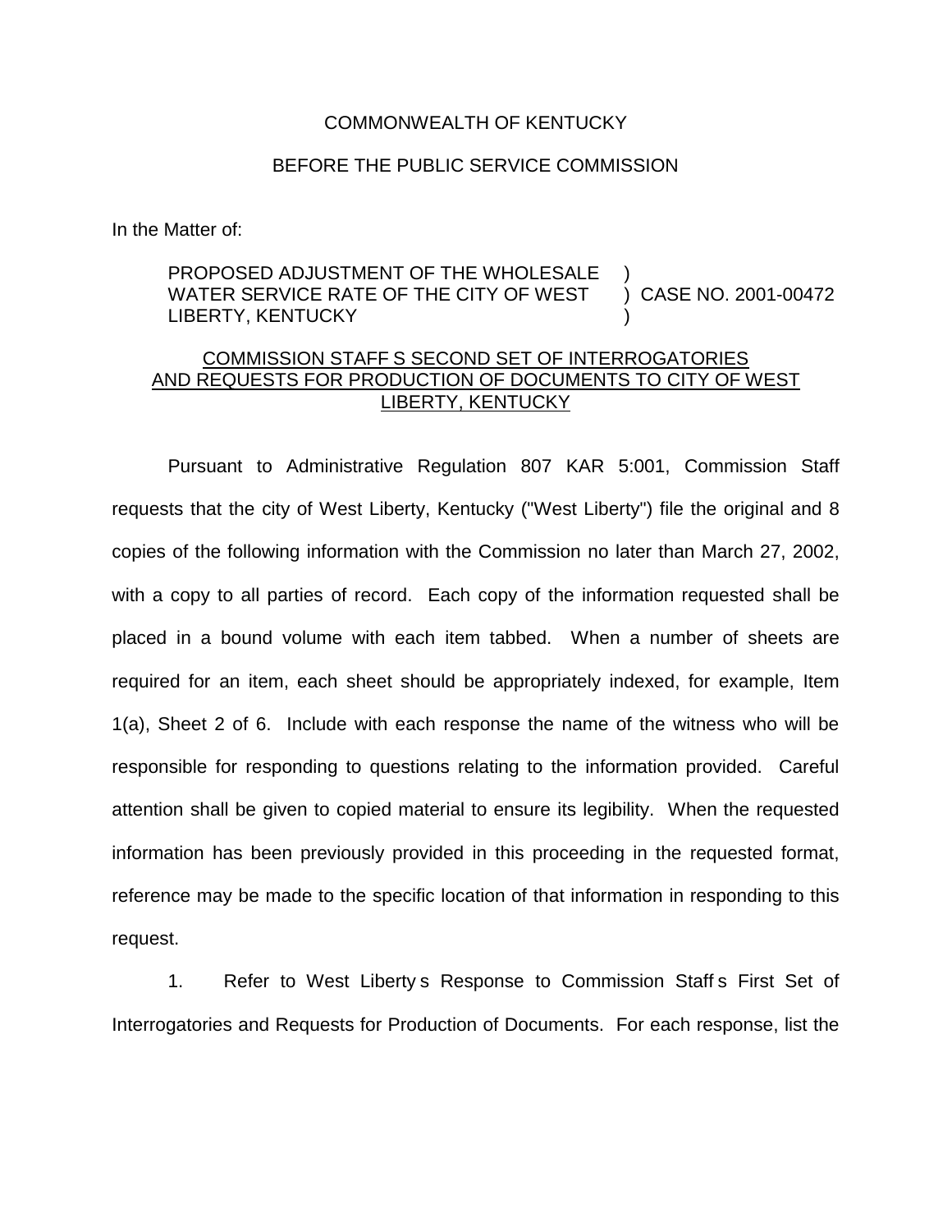COMMONWEALTH OF KENTUCKY

BEFORE THE PUBLIC SERVICE COMMISSION

In the Matter of:

PROPOSED ADJUSTMENT OF THE WHOLESALE WATER SERVICE RATE OF THE CITY OF WEST LIBERTY, KENTUCKY ) CASE NO. 2001-00472

COMMISSION STAFF S SECOND SET OF INTERROGATORIES AND REQUESTS FOR PRODUCTION OF DOCUMENTS TO CITY OF WEST LIBERTY, KENTUCKY

Pursuant to Administrative Regulation 807 KAR 5:001, Commission Staff requests that the city of West Liberty, Kentucky ("West Liberty") file the original and 8 copies of the following information with the Commission no later than March 27, 2002, with a copy to all parties of record. Each copy of the information requested shall be placed in a bound volume with each item tabbed. When a number of sheets are required for an item, each sheet should be appropriately indexed, for example, Item 1(a), Sheet 2 of 6. Include with each response the name of the witness who will be responsible for responding to questions relating to the information provided. Careful attention shall be given to copied material to ensure its legibility. When the requested information has been previously provided in this proceeding in the requested format, reference may be made to the specific location of that information in responding to this request.

1. Refer to West Liberty s Response to Commission Staff s First Set of Interrogatories and Requests for Production of Documents. For each response, list the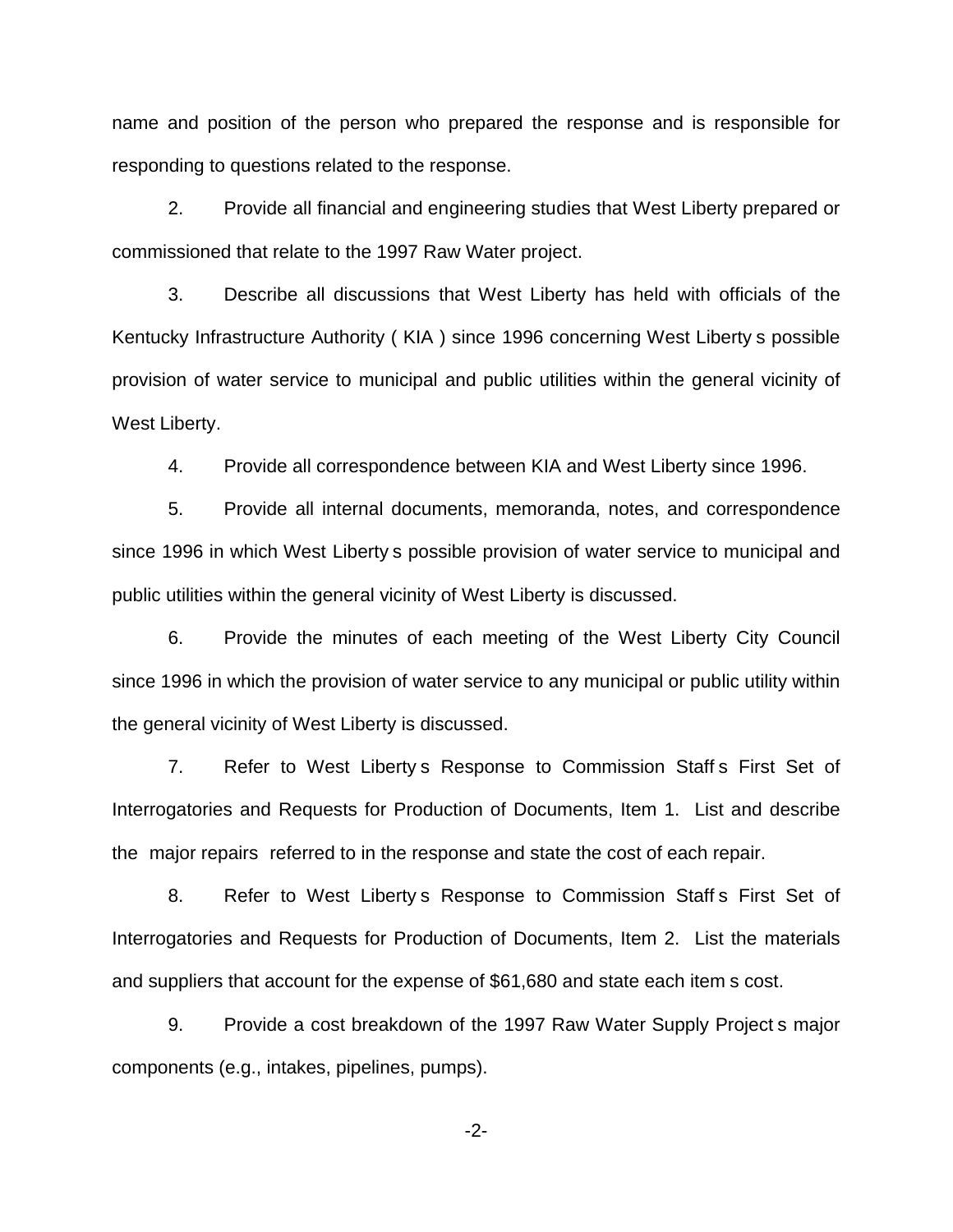name and position of the person who prepared the response and is responsible for responding to questions related to the response.

2. Provide all financial and engineering studies that West Liberty prepared or commissioned that relate to the 1997 Raw Water project.

3. Describe all discussions that West Liberty has held with officials of the Kentucky Infrastructure Authority ( KIA ) since 1996 concerning West Liberty s possible provision of water service to municipal and public utilities within the general vicinity of West Liberty.

4. Provide all correspondence between KIA and West Liberty since 1996.

5. Provide all internal documents, memoranda, notes, and correspondence since 1996 in which West Liberty s possible provision of water service to municipal and public utilities within the general vicinity of West Liberty is discussed.

6. Provide the minutes of each meeting of the West Liberty City Council since 1996 in which the provision of water service to any municipal or public utility within the general vicinity of West Liberty is discussed.

7. Refer to West Liberty s Response to Commission Staff s First Set of Interrogatories and Requests for Production of Documents, Item 1. List and describe the major repairs referred to in the response and state the cost of each repair.

8. Refer to West Liberty s Response to Commission Staff s First Set of Interrogatories and Requests for Production of Documents, Item 2. List the materials and suppliers that account for the expense of $61,680 and state each item s cost.

9. Provide a cost breakdown of the 1997 Raw Water Supply Project s major components (e.g., intakes, pipelines, pumps).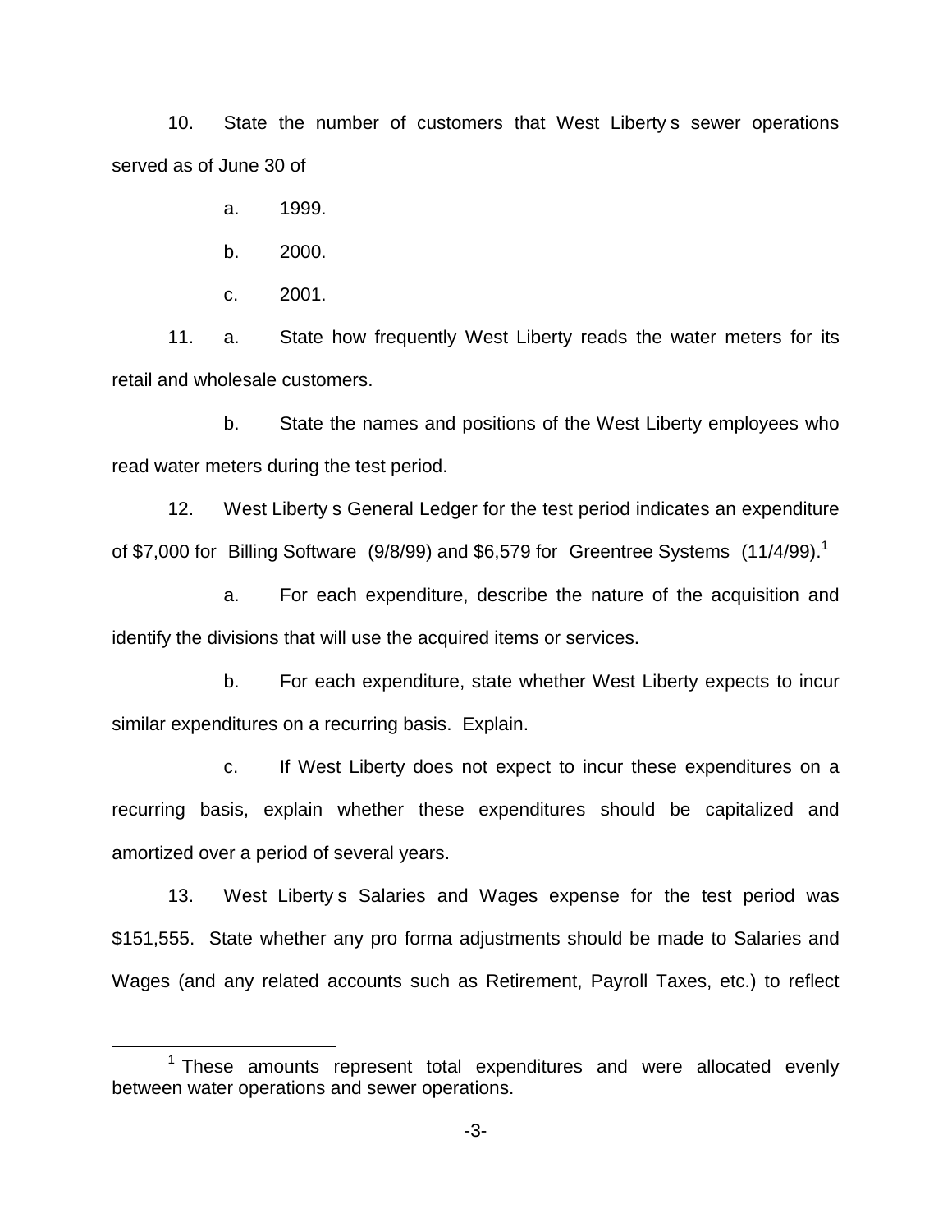10. State the number of customers that West Liberty s sewer operations served as of June 30 of

a. 1999.

b. 2000.

c. 2001.

11. a. State how frequently West Liberty reads the water meters for its retail and wholesale customers.

b. State the names and positions of the West Liberty employees who read water meters during the test period.

12. West Liberty s General Ledger for the test period indicates an expenditure of $7,000 for Billing Software (9/8/99) and $6,579 for Greentree Systems (11/4/99).[1]

a. For each expenditure, describe the nature of the acquisition and identify the divisions that will use the acquired items or services.

b. For each expenditure, state whether West Liberty expects to incur similar expenditures on a recurring basis. Explain.

c. If West Liberty does not expect to incur these expenditures on a recurring basis, explain whether these expenditures should be capitalized and amortized over a period of several years.

13. West Liberty s Salaries and Wages expense for the test period was $151,555. State whether any pro forma adjustments should be made to Salaries and Wages (and any related accounts such as Retirement, Payroll Taxes, etc.) to reflect

---

[1] These amounts represent total expenditures and were allocated evenly between water operations and sewer operations.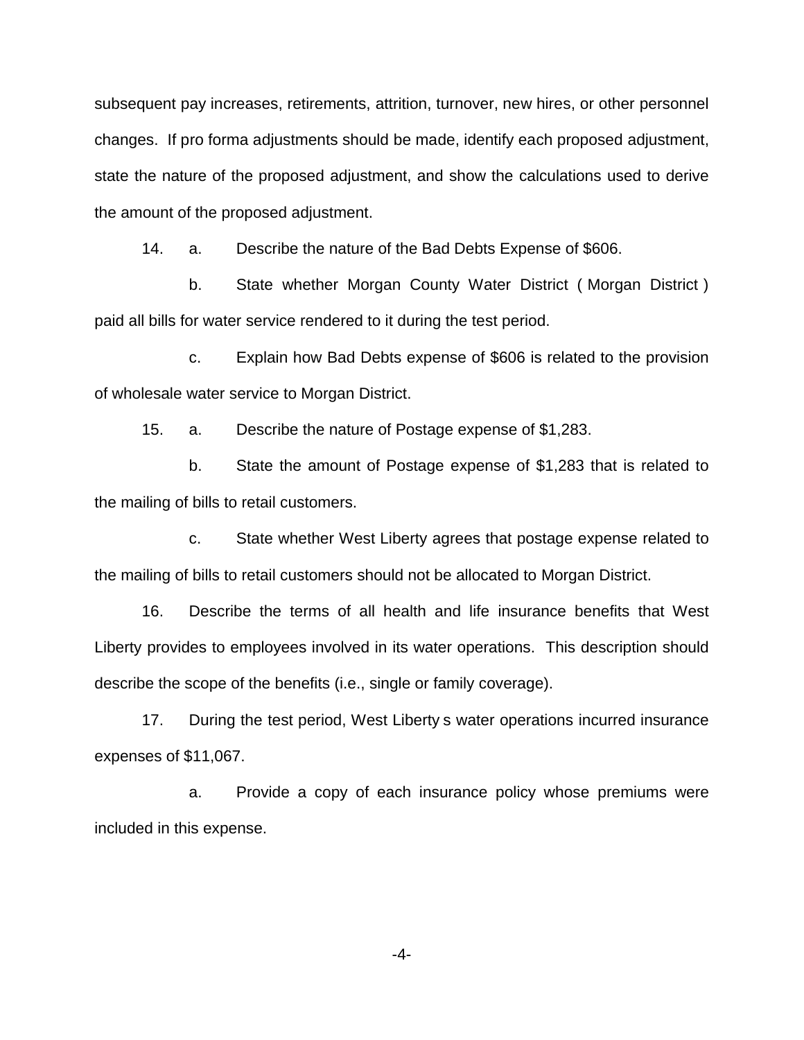subsequent pay increases, retirements, attrition, turnover, new hires, or other personnel changes. If pro forma adjustments should be made, identify each proposed adjustment, state the nature of the proposed adjustment, and show the calculations used to derive the amount of the proposed adjustment.

14. a. Describe the nature of the Bad Debts Expense of $606.

b. State whether Morgan County Water District ( Morgan District ) paid all bills for water service rendered to it during the test period.

c. Explain how Bad Debts expense of $606 is related to the provision of wholesale water service to Morgan District.

15. a. Describe the nature of Postage expense of $1,283.

b. State the amount of Postage expense of $1,283 that is related to the mailing of bills to retail customers.

c. State whether West Liberty agrees that postage expense related to the mailing of bills to retail customers should not be allocated to Morgan District.

16. Describe the terms of all health and life insurance benefits that West Liberty provides to employees involved in its water operations. This description should describe the scope of the benefits (i.e., single or family coverage).

17. During the test period, West Liberty s water operations incurred insurance expenses of $11,067.

a. Provide a copy of each insurance policy whose premiums were included in this expense.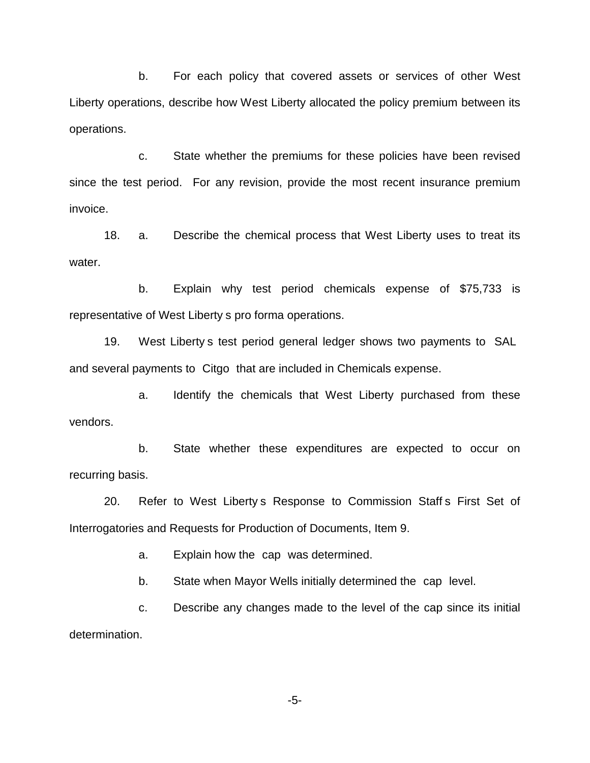b. For each policy that covered assets or services of other West Liberty operations, describe how West Liberty allocated the policy premium between its operations.

c. State whether the premiums for these policies have been revised since the test period. For any revision, provide the most recent insurance premium invoice.

18. a. Describe the chemical process that West Liberty uses to treat its water.

b. Explain why test period chemicals expense of $75,733 is representative of West Liberty s pro forma operations.

19. West Liberty s test period general ledger shows two payments to SAL and several payments to Citgo that are included in Chemicals expense.

a. Identify the chemicals that West Liberty purchased from these vendors.

b. State whether these expenditures are expected to occur on recurring basis.

20. Refer to West Liberty s Response to Commission Staff s First Set of Interrogatories and Requests for Production of Documents, Item 9.

a. Explain how the cap was determined.

b. State when Mayor Wells initially determined the cap level.

c. Describe any changes made to the level of the cap since its initial determination.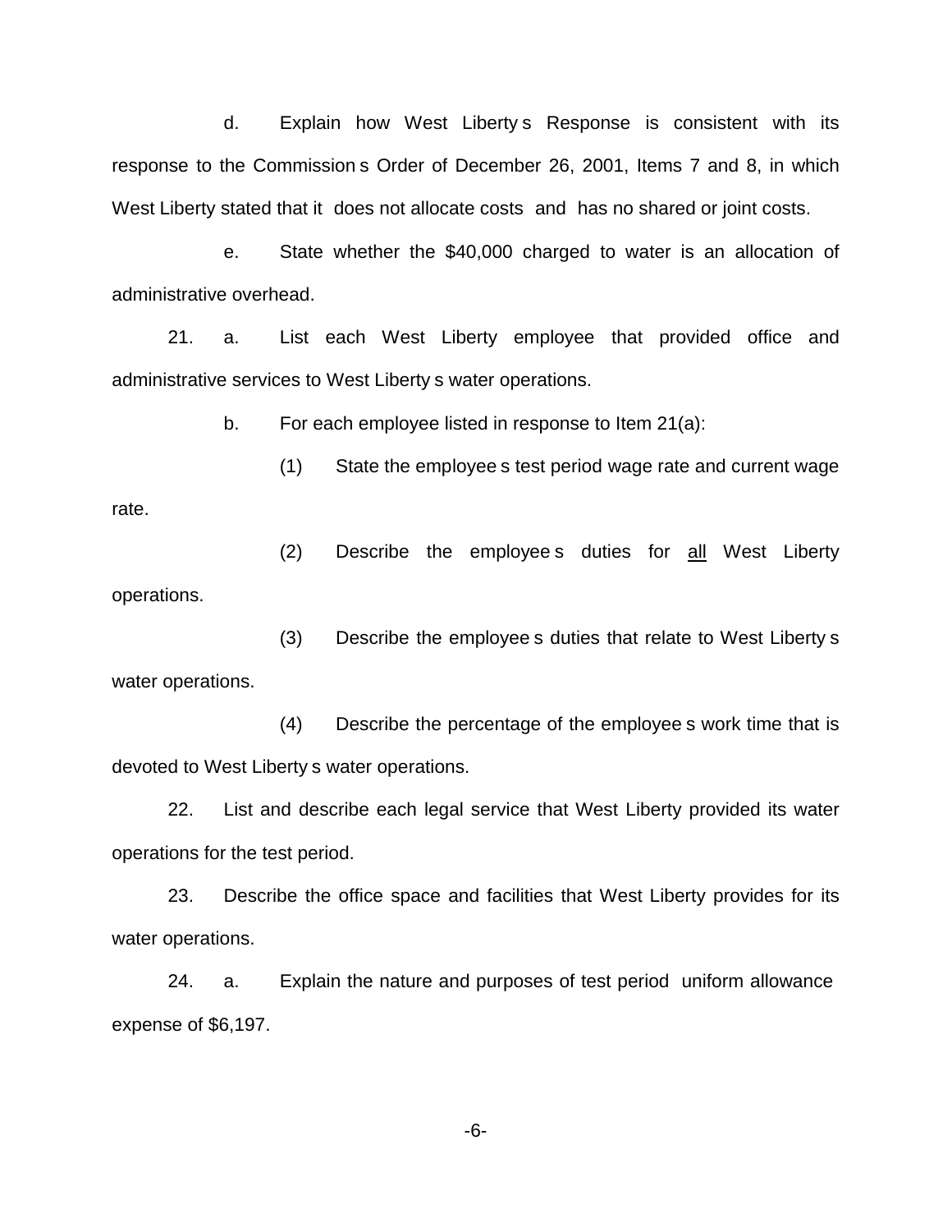d. Explain how West Liberty s Response is consistent with its response to the Commission s Order of December 26, 2001, Items 7 and 8, in which West Liberty stated that it does not allocate costs and has no shared or joint costs.

e. State whether the $40,000 charged to water is an allocation of administrative overhead.

21. a. List each West Liberty employee that provided office and administrative services to West Liberty s water operations.

b. For each employee listed in response to Item 21(a):

(1) State the employee s test period wage rate and current wage rate.

(2) Describe the employee s duties for <u>all</u> West Liberty operations.

(3) Describe the employee s duties that relate to West Liberty s water operations.

(4) Describe the percentage of the employee s work time that is devoted to West Liberty s water operations.

22. List and describe each legal service that West Liberty provided its water operations for the test period.

23. Describe the office space and facilities that West Liberty provides for its water operations.

24. a. Explain the nature and purposes of test period uniform allowance expense of $6,197.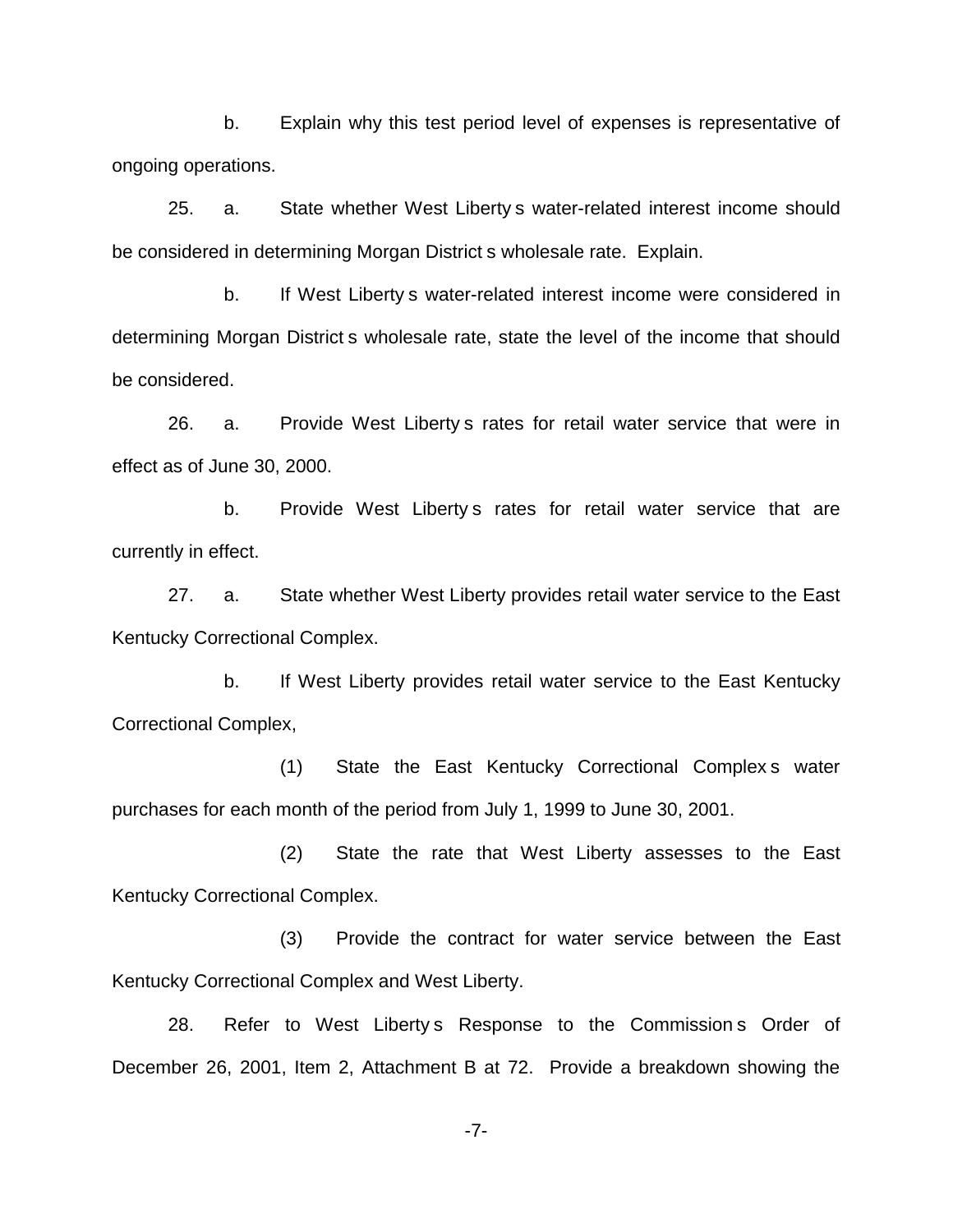b. Explain why this test period level of expenses is representative of ongoing operations.

25. a. State whether West Liberty s water-related interest income should be considered in determining Morgan District s wholesale rate. Explain.

b. If West Liberty s water-related interest income were considered in determining Morgan District s wholesale rate, state the level of the income that should be considered.

26. a. Provide West Liberty s rates for retail water service that were in effect as of June 30, 2000.

b. Provide West Liberty s rates for retail water service that are currently in effect.

27. a. State whether West Liberty provides retail water service to the East Kentucky Correctional Complex.

b. If West Liberty provides retail water service to the East Kentucky Correctional Complex,

(1) State the East Kentucky Correctional Complex s water purchases for each month of the period from July 1, 1999 to June 30, 2001.

(2) State the rate that West Liberty assesses to the East Kentucky Correctional Complex.

(3) Provide the contract for water service between the East Kentucky Correctional Complex and West Liberty.

28. Refer to West Liberty s Response to the Commission s Order of December 26, 2001, Item 2, Attachment B at 72. Provide a breakdown showing the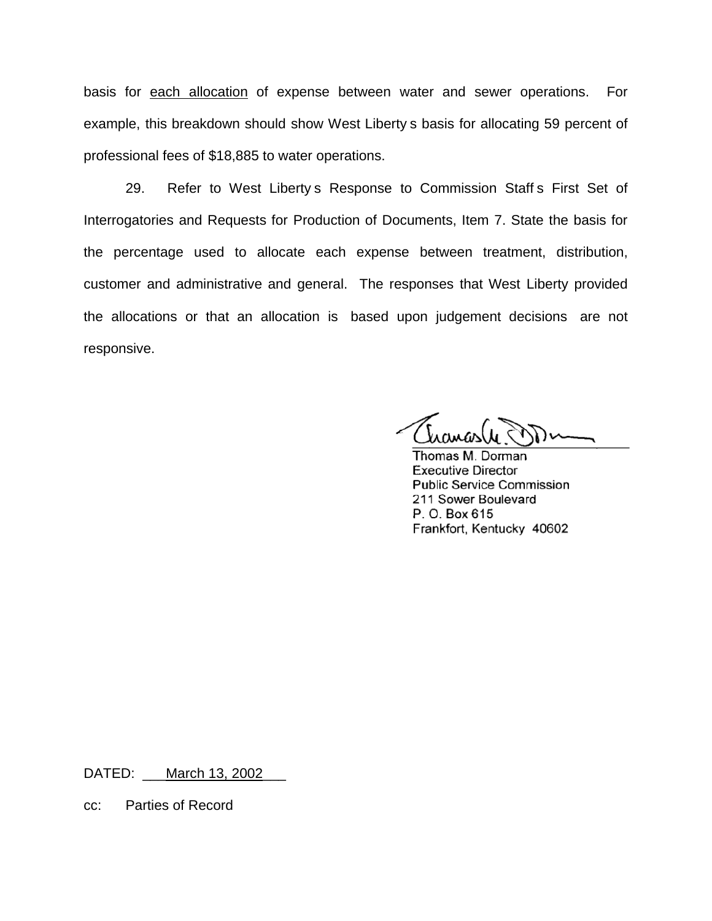basis for each allocation of expense between water and sewer operations. For example, this breakdown should show West Liberty s basis for allocating 59 percent of professional fees of $18,885 to water operations.

29. Refer to West Liberty s Response to Commission Staff s First Set of Interrogatories and Requests for Production of Documents, Item 7. State the basis for the percentage used to allocate each expense between treatment, distribution, customer and administrative and general. The responses that West Liberty provided the allocations or that an allocation is based upon judgement decisions are not responsive.

Thomas M. Dorman
Executive Director
Public Service Commission
211 Sower Boulevard
P. O. Box 615
Frankfort, Kentucky 40602

DATED: March 13, 2002

cc: Parties of Record